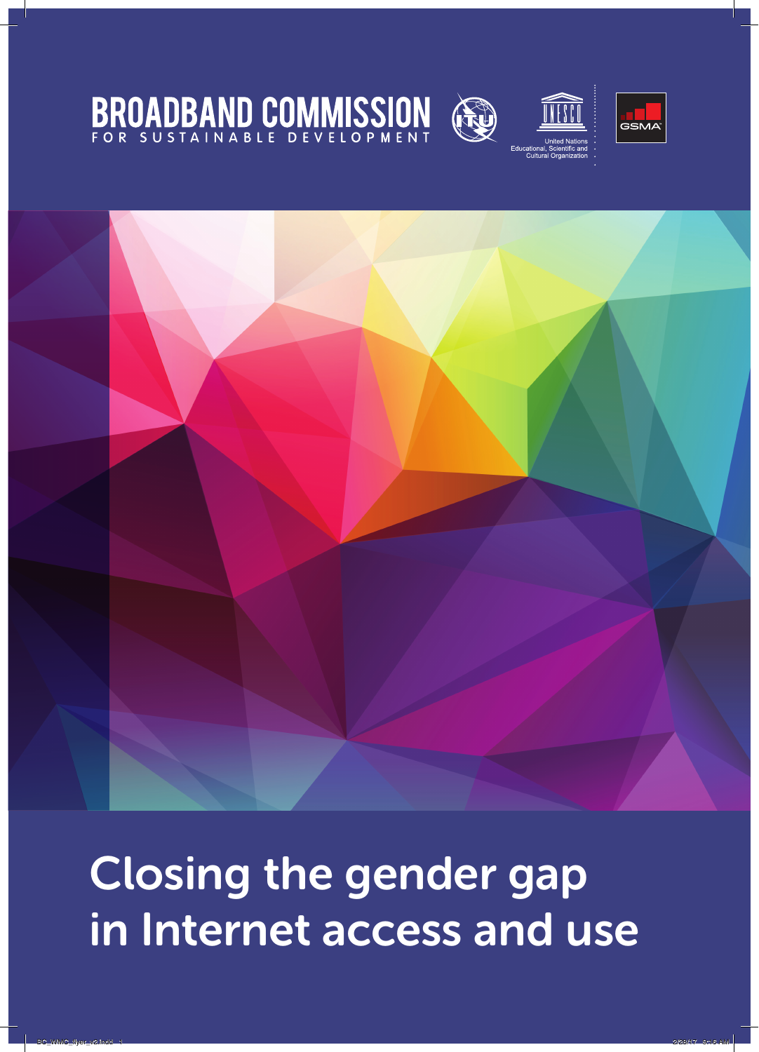BROADBAND COMMISSION
FOR SUSTAINABLE DEVELOPMENT

United Nations
Educational, Scientific and
Cultural Organization

GSMA

# Closing the gender gap in Internet access and use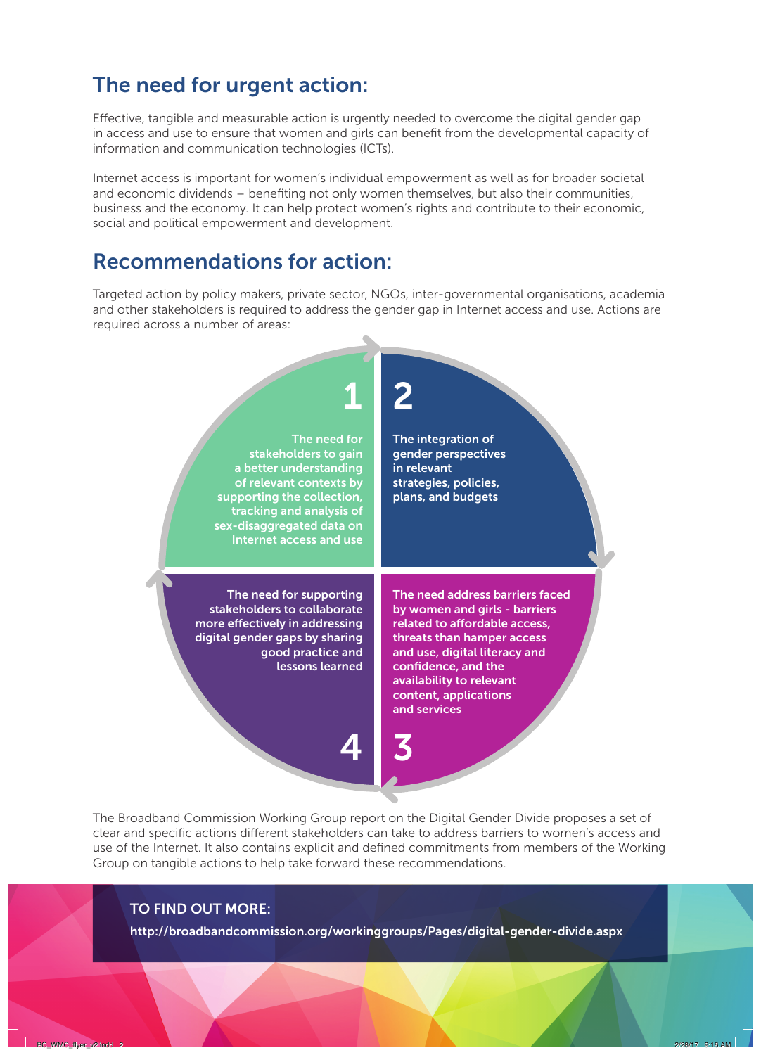## The need for urgent action:

Effective, tangible and measurable action is urgently needed to overcome the digital gender gap in access and use to ensure that women and girls can benefit from the developmental capacity of information and communication technologies (ICTs).

Internet access is important for women's individual empowerment as well as for broader societal and economic dividends – benefiting not only women themselves, but also their communities, business and the economy. It can help protect women's rights and contribute to their economic, social and political empowerment and development.

## Recommendations for action:

Targeted action by policy makers, private sector, NGOs, inter-governmental organisations, academia and other stakeholders is required to address the gender gap in Internet access and use. Actions are required across a number of areas:

1

The need for stakeholders to gain a better understanding of relevant contexts by supporting the collection, tracking and analysis of sex-disaggregated data on Internet access and use

2

The integration of gender perspectives in relevant strategies, policies, plans, and budgets

3

The need address barriers faced by women and girls - barriers related to affordable access, threats than hamper access and use, digital literacy and confidence, and the availability to relevant content, applications and services

4

The need for supporting stakeholders to collaborate more effectively in addressing digital gender gaps by sharing good practice and lessons learned

The Broadband Commission Working Group report on the Digital Gender Divide proposes a set of clear and specific actions different stakeholders can take to address barriers to women's access and use of the Internet. It also contains explicit and defined commitments from members of the Working Group on tangible actions to help take forward these recommendations.

**TO FIND OUT MORE:**

**http://broadbandcommission.org/workinggroups/Pages/digital-gender-divide.aspx**